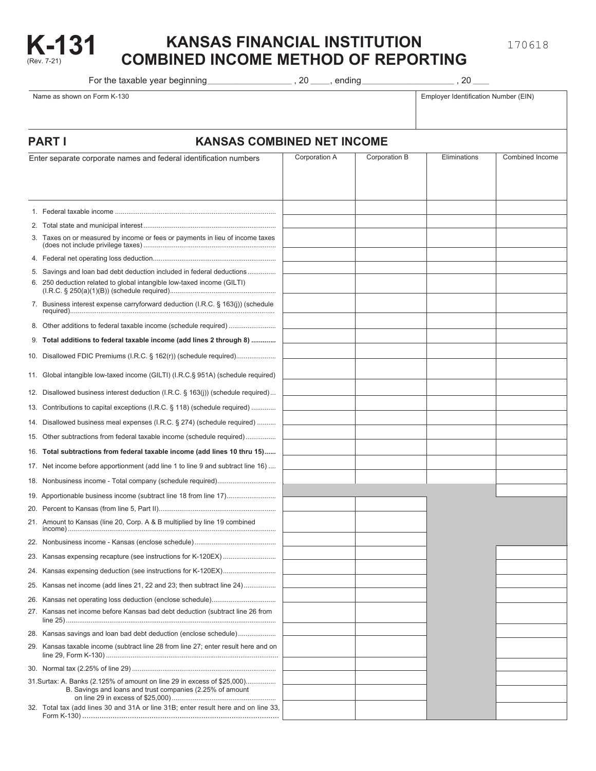# K-131

(Rev. 7-21)

## KANSAS FINANCIAL INSTITUTION COMBINED INCOME METHOD OF REPORTING

170618

For the taxable year beginning _______________ , 20 ____, ending _______________ , 20 ____

| Name as shown on Form K-130 | Employer Identification Number (EIN) |
|---|---|
| | |

## PART I — KANSAS COMBINED NET INCOME

| Enter separate corporate names and federal identification numbers | Corporation A | Corporation B | Eliminations | Combined Income |
|---|---|---|---|---|
| 1. Federal taxable income | | | | |
| 2. Total state and municipal interest | | | | |
| 3. Taxes on or measured by income or fees or payments in lieu of income taxes (does not include privilege taxes) | | | | |
| 4. Federal net operating loss deduction | | | | |
| 5. Savings and loan bad debt deduction included in federal deductions | | | | |
| 6. 250 deduction related to global intangible low-taxed income (GILTI) (I.R.C. § 250(a)(1)(B)) (schedule required) | | | | |
| 7. Business interest expense carryforward deduction (I.R.C. § 163(j)) (schedule required) | | | | |
| 8. Other additions to federal taxable income (schedule required) | | | | |
| **9. Total additions to federal taxable income (add lines 2 through 8)** | | | | |
| 10. Disallowed FDIC Premiums (I.R.C. § 162(r)) (schedule required) | | | | |
| 11. Global intangible low-taxed income (GILTI) (I.R.C.§ 951A) (schedule required) | | | | |
| 12. Disallowed business interest deduction (I.R.C. § 163(j)) (schedule required) | | | | |
| 13. Contributions to capital exceptions (I.R.C. § 118) (schedule required) | | | | |
| 14. Disallowed business meal expenses (I.R.C. § 274) (schedule required) | | | | |
| 15. Other subtractions from federal taxable income (schedule required) | | | | |
| **16. Total subtractions from federal taxable income (add lines 10 thru 15)** | | | | |
| 17. Net income before apportionment (add line 1 to line 9 and subtract line 16) | | | | |
| 18. Nonbusiness income - Total company (schedule required) | | | | |
| 19. Apportionable business income (subtract line 18 from line 17) | | | | |
| 20. Percent to Kansas (from line 5, Part II) | | | | |
| 21. Amount to Kansas (line 20, Corp. A & B multiplied by line 19 combined income) | | | | |
| 22. Nonbusiness income - Kansas (enclose schedule) | | | | |
| 23. Kansas expensing recapture (see instructions for K-120EX) | | | | |
| 24. Kansas expensing deduction (see instructions for K-120EX) | | | | |
| 25. Kansas net income (add lines 21, 22 and 23; then subtract line 24) | | | | |
| 26. Kansas net operating loss deduction (enclose schedule) | | | | |
| 27. Kansas net income before Kansas bad debt deduction (subtract line 26 from line 25) | | | | |
| 28. Kansas savings and loan bad debt deduction (enclose schedule) | | | | |
| 29. Kansas taxable income (subtract line 28 from line 27; enter result here and on line 29, Form K-130) | | | | |
| 30. Normal tax (2.25% of line 29) | | | | |
| 31. Surtax: A. Banks (2.125% of amount on line 29 in excess of $25,000) | | | | |
| B. Savings and loans and trust companies (2.25% of amount on line 29 in excess of $25,000) | | | | |
| 32. Total tax (add lines 30 and 31A or line 31B; enter result here and on line 33, Form K-130) | | | | |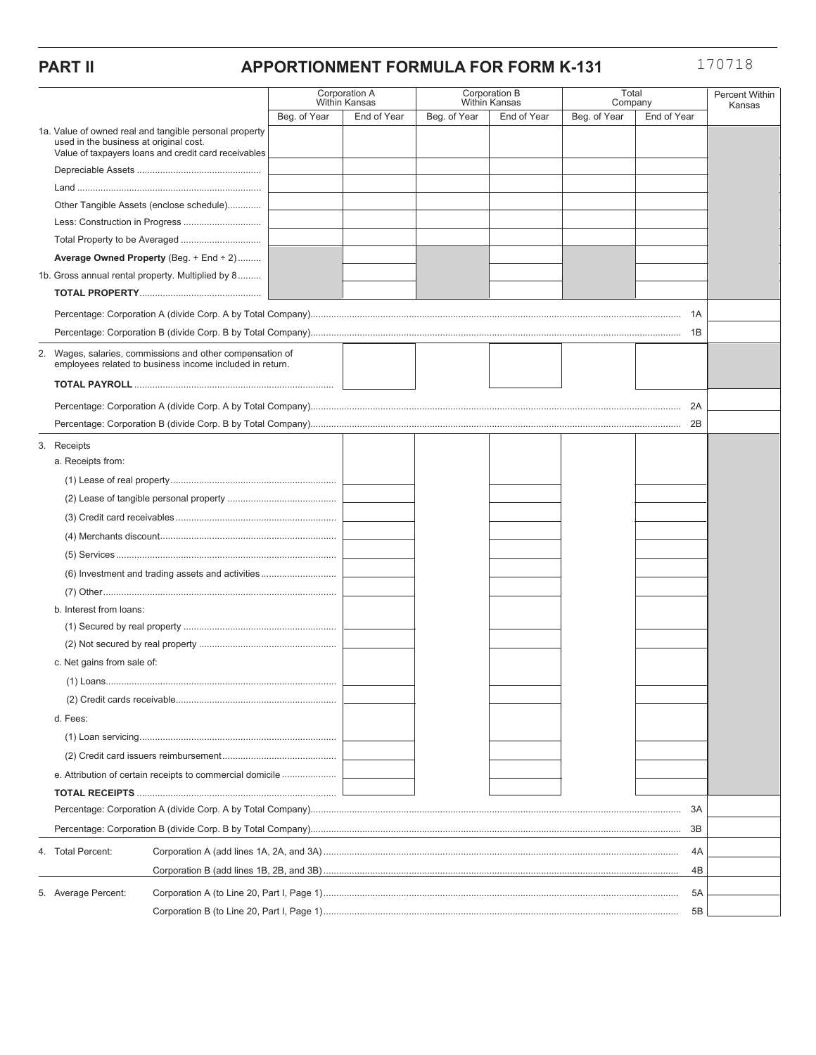## PART II — APPORTIONMENT FORMULA FOR FORM K-131

170718

| | Corporation A Within Kansas | | Corporation B Within Kansas | | Total Company | | Percent Within Kansas |
|---|---|---|---|---|---|---|---|
| | Beg. of Year | End of Year | Beg. of Year | End of Year | Beg. of Year | End of Year | |
| 1a. Value of owned real and tangible personal property used in the business at original cost. Value of taxpayers loans and credit card receivables | | | | | | | |
| Depreciable Assets | | | | | | | |
| Land | | | | | | | |
| Other Tangible Assets (enclose schedule) | | | | | | | |
| Less: Construction in Progress | | | | | | | |
| Total Property to be Averaged | | | | | | | |
| **Average Owned Property** (Beg. + End ÷ 2) | | | | | | | |
| 1b. Gross annual rental property. Multiplied by 8 | | | | | | | |
| **TOTAL PROPERTY** | | | | | | | |
| Percentage: Corporation A (divide Corp. A by Total Company) — 1A | | | | | | | |
| Percentage: Corporation B (divide Corp. B by Total Company) — 1B | | | | | | | |
| 2. Wages, salaries, commissions and other compensation of employees related to business income included in return. | | | | | | | |
| **TOTAL PAYROLL** | | | | | | | |
| Percentage: Corporation A (divide Corp. A by Total Company) — 2A | | | | | | | |
| Percentage: Corporation B (divide Corp. B by Total Company) — 2B | | | | | | | |
| 3. Receipts | | | | | | | |
| a. Receipts from: | | | | | | | |
| (1) Lease of real property | | | | | | | |
| (2) Lease of tangible personal property | | | | | | | |
| (3) Credit card receivables | | | | | | | |
| (4) Merchants discount | | | | | | | |
| (5) Services | | | | | | | |
| (6) Investment and trading assets and activities | | | | | | | |
| (7) Other | | | | | | | |
| b. Interest from loans: | | | | | | | |
| (1) Secured by real property | | | | | | | |
| (2) Not secured by real property | | | | | | | |
| c. Net gains from sale of: | | | | | | | |
| (1) Loans | | | | | | | |
| (2) Credit cards receivable | | | | | | | |
| d. Fees: | | | | | | | |
| (1) Loan servicing | | | | | | | |
| (2) Credit card issuers reimbursement | | | | | | | |
| e. Attribution of certain receipts to commercial domicile | | | | | | | |
| **TOTAL RECEIPTS** | | | | | | | |
| Percentage: Corporation A (divide Corp. A by Total Company) — 3A | | | | | | | |
| Percentage: Corporation B (divide Corp. B by Total Company) — 3B | | | | | | | |
| 4. Total Percent: Corporation A (add lines 1A, 2A, and 3A) — 4A | | | | | | | |
| Corporation B (add lines 1B, 2B, and 3B) — 4B | | | | | | | |
| 5. Average Percent: Corporation A (to Line 20, Part I, Page 1) — 5A | | | | | | | |
| Corporation B (to Line 20, Part I, Page 1) — 5B | | | | | | | |